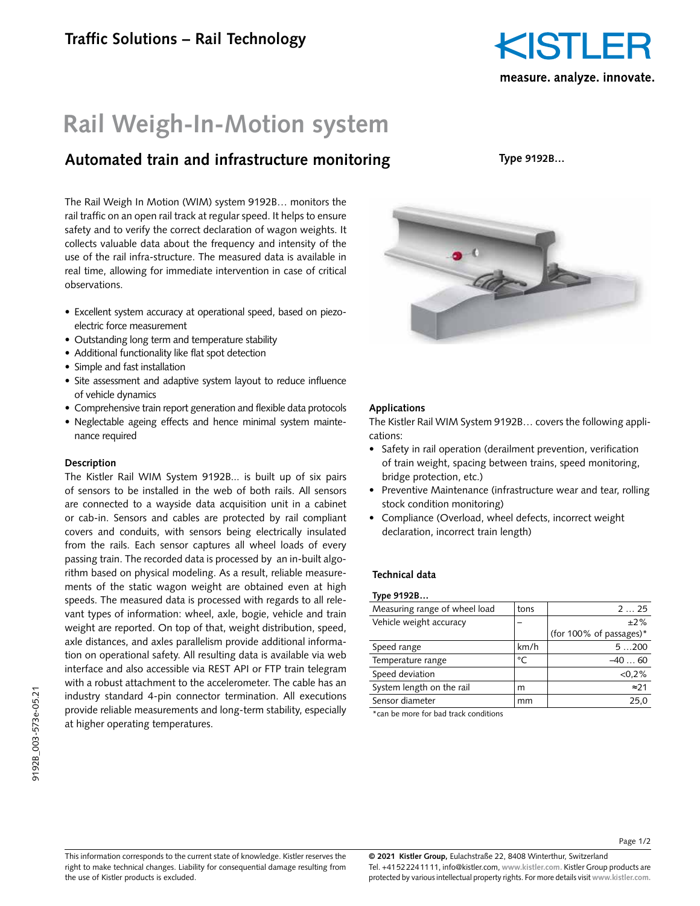Traffic Solutions – Rail Technology

# Rail Weigh-In-Motion system

## Automated train and infrastructure monitoring

**Type 9192B…**

The Rail Weigh In Motion (WIM) system 9192B… monitors the rail traffic on an open rail track at regular speed. It helps to ensure safety and to verify the correct declaration of wagon weights. It collects valuable data about the frequency and intensity of the use of the rail infra-structure. The measured data is available in real time, allowing for immediate intervention in case of critical observations.

- Excellent system accuracy at operational speed, based on piezo-electric force measurement
- Outstanding long term and temperature stability
- Additional functionality like flat spot detection
- Simple and fast installation
- Site assessment and adaptive system layout to reduce influence of vehicle dynamics
- Comprehensive train report generation and flexible data protocols
- Neglectable ageing effects and hence minimal system maintenance required

### Description

The Kistler Rail WIM System 9192B... is built up of six pairs of sensors to be installed in the web of both rails. All sensors are connected to a wayside data acquisition unit in a cabinet or cab-in. Sensors and cables are protected by rail compliant covers and conduits, with sensors being electrically insulated from the rails. Each sensor captures all wheel loads of every passing train. The recorded data is processed by an in-built algorithm based on physical modeling. As a result, reliable measurements of the static wagon weight are obtained even at high speeds. The measured data is processed with regards to all relevant types of information: wheel, axle, bogie, vehicle and train weight are reported. On top of that, weight distribution, speed, axle distances, and axles parallelism provide additional information on operational safety. All resulting data is available via web interface and also accessible via REST API or FTP train telegram with a robust attachment to the accelerometer. The cable has an industry standard 4-pin connector termination. All executions provide reliable measurements and long-term stability, especially at higher operating temperatures.

### Applications

The Kistler Rail WIM System 9192B… covers the following applications:

- Safety in rail operation (derailment prevention, verification of train weight, spacing between trains, speed monitoring, bridge protection, etc.)
- Preventive Maintenance (infrastructure wear and tear, rolling stock condition monitoring)
- Compliance (Overload, wheel defects, incorrect weight declaration, incorrect train length)

### Technical data

**Type 9192B…**

| | | |
|---|---|---|
| Measuring range of wheel load | tons | 2 … 25 |
| Vehicle weight accuracy | – | ±2% (for 100% of passages)* |
| Speed range | km/h | 5 …200 |
| Temperature range | °C | –40 … 60 |
| Speed deviation | | <0,2% |
| System length on the rail | m | ≈21 |
| Sensor diameter | mm | 25,0 |

*can be more for bad track conditions

This information corresponds to the current state of knowledge. Kistler reserves the right to make technical changes. Liability for consequential damage resulting from the use of Kistler products is excluded.

**© 2021 Kistler Group,** Eulachstraße 22, 8408 Winterthur, Switzerland
Tel. +41 52 224 11 11, info@kistler.com, www.kistler.com. Kistler Group products are protected by various intellectual property rights. For more details visit www.kistler.com.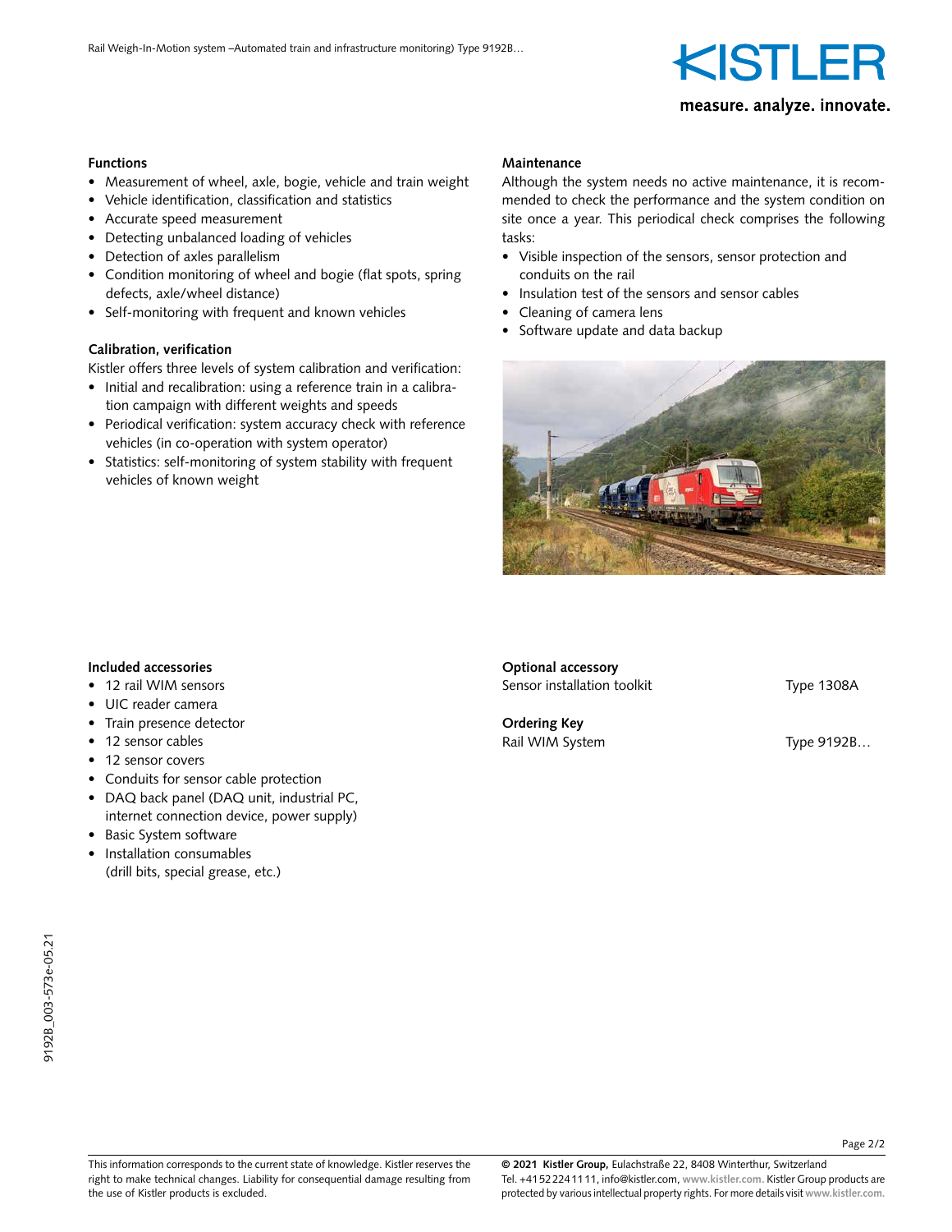**Functions**

- Measurement of wheel, axle, bogie, vehicle and train weight
- Vehicle identification, classification and statistics
- Accurate speed measurement
- Detecting unbalanced loading of vehicles
- Detection of axles parallelism
- Condition monitoring of wheel and bogie (flat spots, spring defects, axle/wheel distance)
- Self-monitoring with frequent and known vehicles

**Calibration, verification**

Kistler offers three levels of system calibration and verification:

- Initial and recalibration: using a reference train in a calibration campaign with different weights and speeds
- Periodical verification: system accuracy check with reference vehicles (in co-operation with system operator)
- Statistics: self-monitoring of system stability with frequent vehicles of known weight

**Maintenance**

Although the system needs no active maintenance, it is recommended to check the performance and the system condition on site once a year. This periodical check comprises the following tasks:

- Visible inspection of the sensors, sensor protection and conduits on the rail
- Insulation test of the sensors and sensor cables
- Cleaning of camera lens
- Software update and data backup

**Included accessories**

- 12 rail WIM sensors
- UIC reader camera
- Train presence detector
- 12 sensor cables
- 12 sensor covers
- Conduits for sensor cable protection
- DAQ back panel (DAQ unit, industrial PC, internet connection device, power supply)
- Basic System software
- Installation consumables (drill bits, special grease, etc.)

**Optional accessory**

| | |
|---|---|
| Sensor installation toolkit | Type 1308A |

**Ordering Key**

| | |
|---|---|
| Rail WIM System | Type 9192B… |

This information corresponds to the current state of knowledge. Kistler reserves the right to make technical changes. Liability for consequential damage resulting from the use of Kistler products is excluded.

**© 2021 Kistler Group,** Eulachstraße 22, 8408 Winterthur, Switzerland
Tel. +41 52 224 11 11, info@kistler.com, www.kistler.com. Kistler Group products are protected by various intellectual property rights. For more details visit www.kistler.com.

9192B_003-573e-05.21